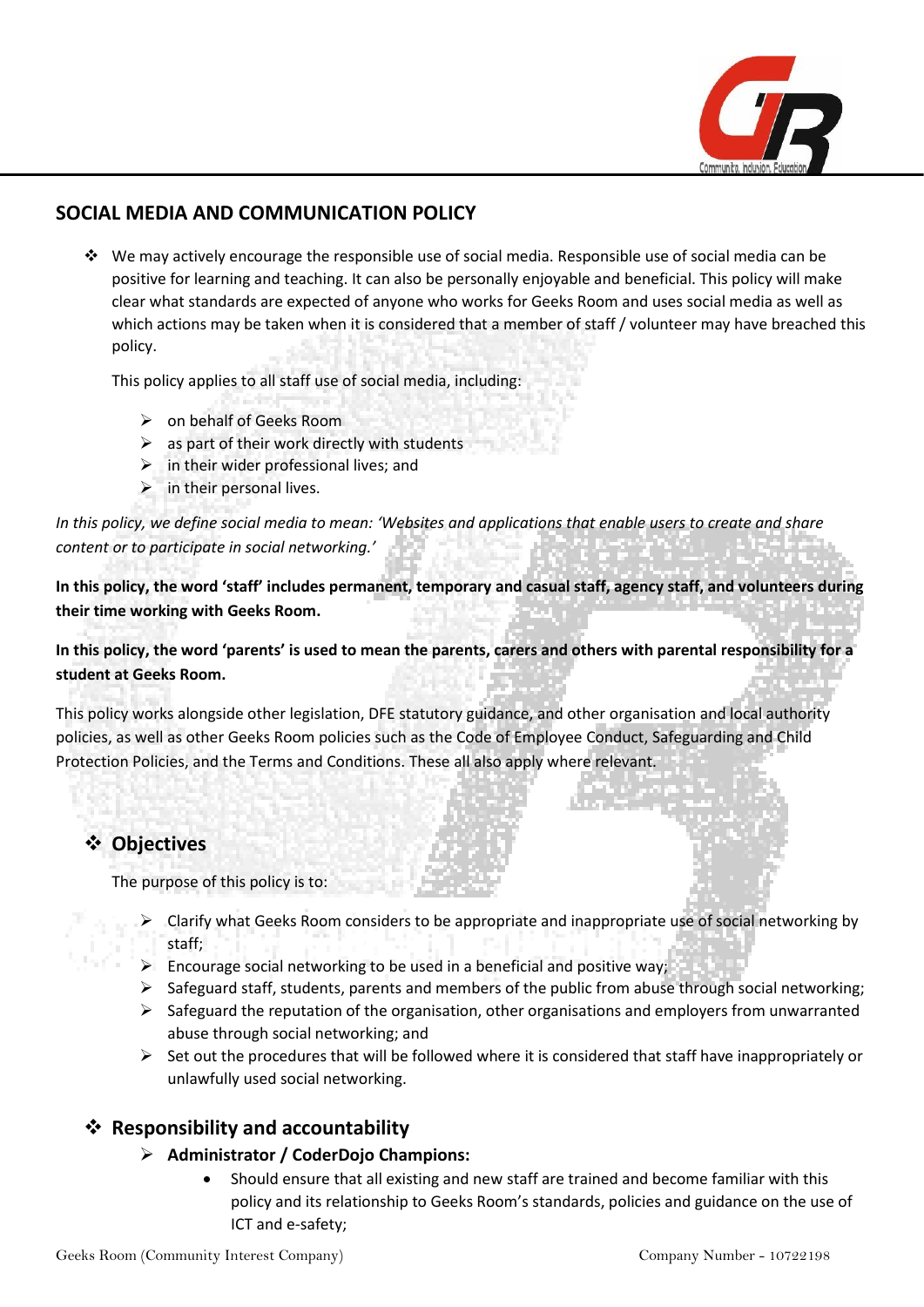## SOCIAL MEDIA AND COMMUNICATION POLICY

- We may actively encourage the responsible use of social media. Responsible use of social media can be positive for learning and teaching. It can also be personally enjoyable and beneficial. This policy will make clear what standards are expected of anyone who works for Geeks Room and uses social media as well as which actions may be taken when it is considered that a member of staff / volunteer may have breached this policy.

  This policy applies to all staff use of social media, including:

  - on behalf of Geeks Room
  - as part of their work directly with students
  - in their wider professional lives; and
  - in their personal lives.

*In this policy, we define social media to mean: 'Websites and applications that enable users to create and share content or to participate in social networking.'*

**In this policy, the word 'staff' includes permanent, temporary and casual staff, agency staff, and volunteers during their time working with Geeks Room.**

**In this policy, the word 'parents' is used to mean the parents, carers and others with parental responsibility for a student at Geeks Room.**

This policy works alongside other legislation, DFE statutory guidance, and other organisation and local authority policies, as well as other Geeks Room policies such as the Code of Employee Conduct, Safeguarding and Child Protection Policies, and the Terms and Conditions. These all also apply where relevant.

### Objectives

The purpose of this policy is to:

- Clarify what Geeks Room considers to be appropriate and inappropriate use of social networking by staff;
- Encourage social networking to be used in a beneficial and positive way;
- Safeguard staff, students, parents and members of the public from abuse through social networking;
- Safeguard the reputation of the organisation, other organisations and employers from unwarranted abuse through social networking; and
- Set out the procedures that will be followed where it is considered that staff have inappropriately or unlawfully used social networking.

### Responsibility and accountability

- **Administrator / CoderDojo Champions:**
  - Should ensure that all existing and new staff are trained and become familiar with this policy and its relationship to Geeks Room's standards, policies and guidance on the use of ICT and e-safety;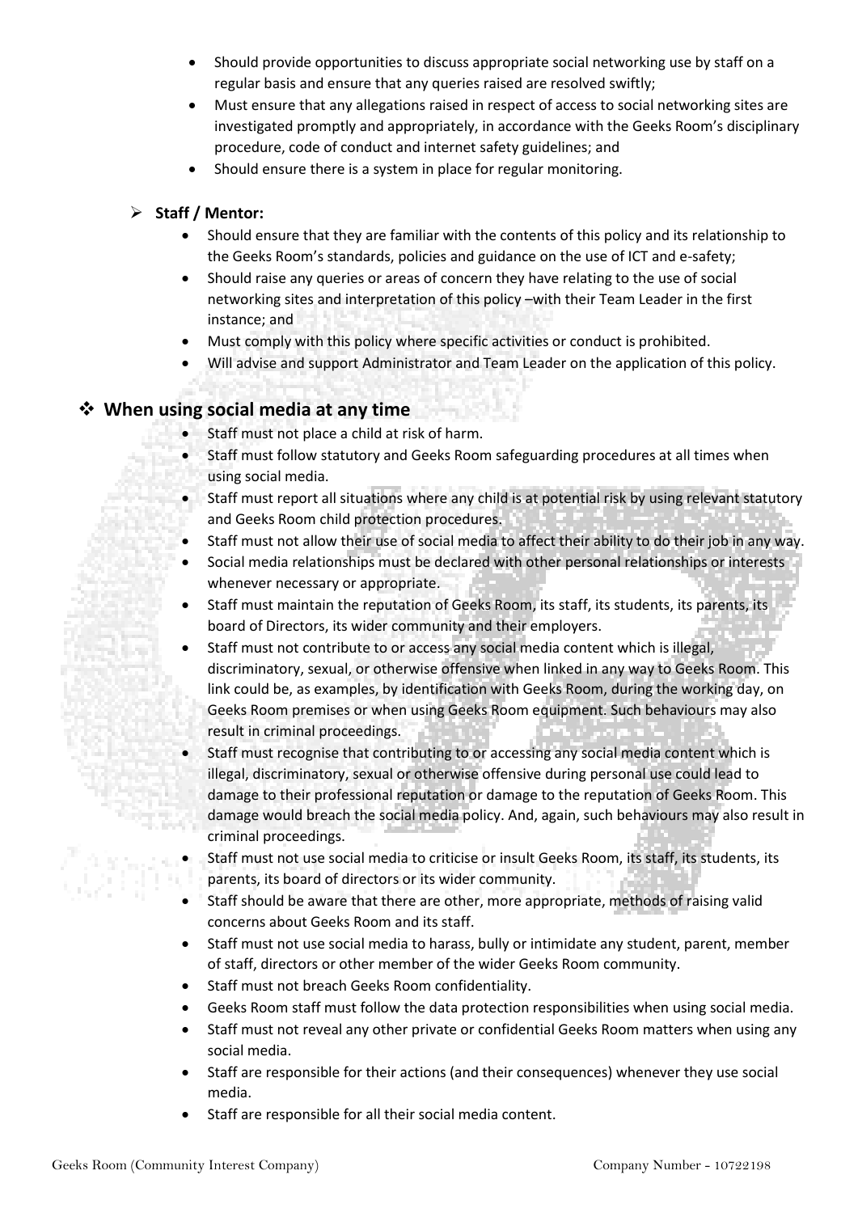- Should provide opportunities to discuss appropriate social networking use by staff on a regular basis and ensure that any queries raised are resolved swiftly;
- Must ensure that any allegations raised in respect of access to social networking sites are investigated promptly and appropriately, in accordance with the Geeks Room's disciplinary procedure, code of conduct and internet safety guidelines; and
- Should ensure there is a system in place for regular monitoring.

➢ **Staff / Mentor:**

- Should ensure that they are familiar with the contents of this policy and its relationship to the Geeks Room's standards, policies and guidance on the use of ICT and e-safety;
- Should raise any queries or areas of concern they have relating to the use of social networking sites and interpretation of this policy –with their Team Leader in the first instance; and
- Must comply with this policy where specific activities or conduct is prohibited.
- Will advise and support Administrator and Team Leader on the application of this policy.

## ❖ When using social media at any time

- Staff must not place a child at risk of harm.
- Staff must follow statutory and Geeks Room safeguarding procedures at all times when using social media.
- Staff must report all situations where any child is at potential risk by using relevant statutory and Geeks Room child protection procedures.
- Staff must not allow their use of social media to affect their ability to do their job in any way.
- Social media relationships must be declared with other personal relationships or interests whenever necessary or appropriate.
- Staff must maintain the reputation of Geeks Room, its staff, its students, its parents, its board of Directors, its wider community and their employers.
- Staff must not contribute to or access any social media content which is illegal, discriminatory, sexual, or otherwise offensive when linked in any way to Geeks Room. This link could be, as examples, by identification with Geeks Room, during the working day, on Geeks Room premises or when using Geeks Room equipment. Such behaviours may also result in criminal proceedings.
- Staff must recognise that contributing to or accessing any social media content which is illegal, discriminatory, sexual or otherwise offensive during personal use could lead to damage to their professional reputation or damage to the reputation of Geeks Room. This damage would breach the social media policy. And, again, such behaviours may also result in criminal proceedings.
- Staff must not use social media to criticise or insult Geeks Room, its staff, its students, its parents, its board of directors or its wider community.
- Staff should be aware that there are other, more appropriate, methods of raising valid concerns about Geeks Room and its staff.
- Staff must not use social media to harass, bully or intimidate any student, parent, member of staff, directors or other member of the wider Geeks Room community.
- Staff must not breach Geeks Room confidentiality.
- Geeks Room staff must follow the data protection responsibilities when using social media.
- Staff must not reveal any other private or confidential Geeks Room matters when using any social media.
- Staff are responsible for their actions (and their consequences) whenever they use social media.
- Staff are responsible for all their social media content.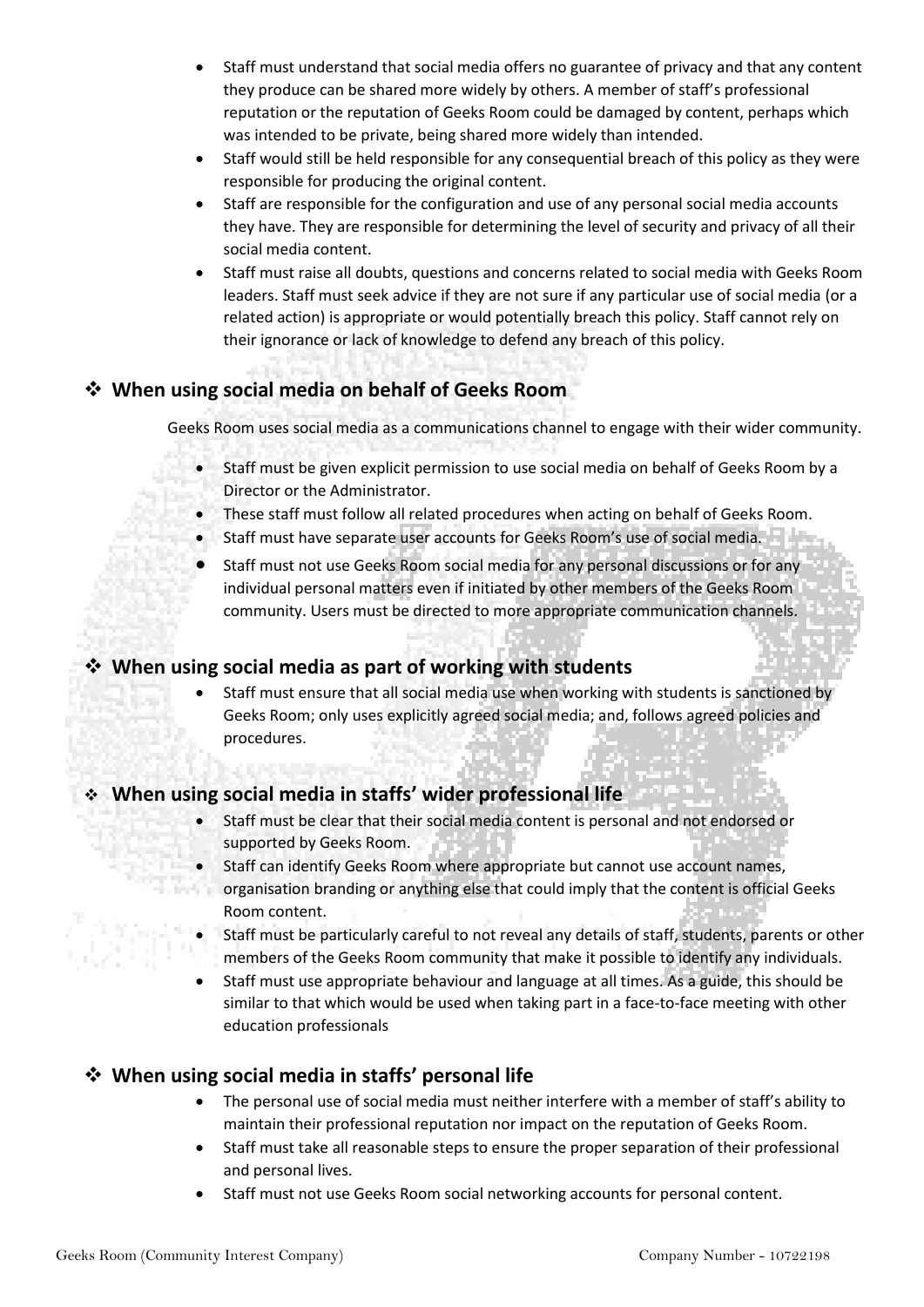- Staff must understand that social media offers no guarantee of privacy and that any content they produce can be shared more widely by others. A member of staff's professional reputation or the reputation of Geeks Room could be damaged by content, perhaps which was intended to be private, being shared more widely than intended.
- Staff would still be held responsible for any consequential breach of this policy as they were responsible for producing the original content.
- Staff are responsible for the configuration and use of any personal social media accounts they have. They are responsible for determining the level of security and privacy of all their social media content.
- Staff must raise all doubts, questions and concerns related to social media with Geeks Room leaders. Staff must seek advice if they are not sure if any particular use of social media (or a related action) is appropriate or would potentially breach this policy. Staff cannot rely on their ignorance or lack of knowledge to defend any breach of this policy.

## ❖ When using social media on behalf of Geeks Room

Geeks Room uses social media as a communications channel to engage with their wider community.

- Staff must be given explicit permission to use social media on behalf of Geeks Room by a Director or the Administrator.
- These staff must follow all related procedures when acting on behalf of Geeks Room.
- Staff must have separate user accounts for Geeks Room's use of social media.
- Staff must not use Geeks Room social media for any personal discussions or for any individual personal matters even if initiated by other members of the Geeks Room community. Users must be directed to more appropriate communication channels.

## ❖ When using social media as part of working with students

- Staff must ensure that all social media use when working with students is sanctioned by Geeks Room; only uses explicitly agreed social media; and, follows agreed policies and procedures.

## ❖ When using social media in staffs' wider professional life

- Staff must be clear that their social media content is personal and not endorsed or supported by Geeks Room.
- Staff can identify Geeks Room where appropriate but cannot use account names, organisation branding or anything else that could imply that the content is official Geeks Room content.
- Staff must be particularly careful to not reveal any details of staff, students, parents or other members of the Geeks Room community that make it possible to identify any individuals.
- Staff must use appropriate behaviour and language at all times. As a guide, this should be similar to that which would be used when taking part in a face-to-face meeting with other education professionals

## ❖ When using social media in staffs' personal life

- The personal use of social media must neither interfere with a member of staff's ability to maintain their professional reputation nor impact on the reputation of Geeks Room.
- Staff must take all reasonable steps to ensure the proper separation of their professional and personal lives.
- Staff must not use Geeks Room social networking accounts for personal content.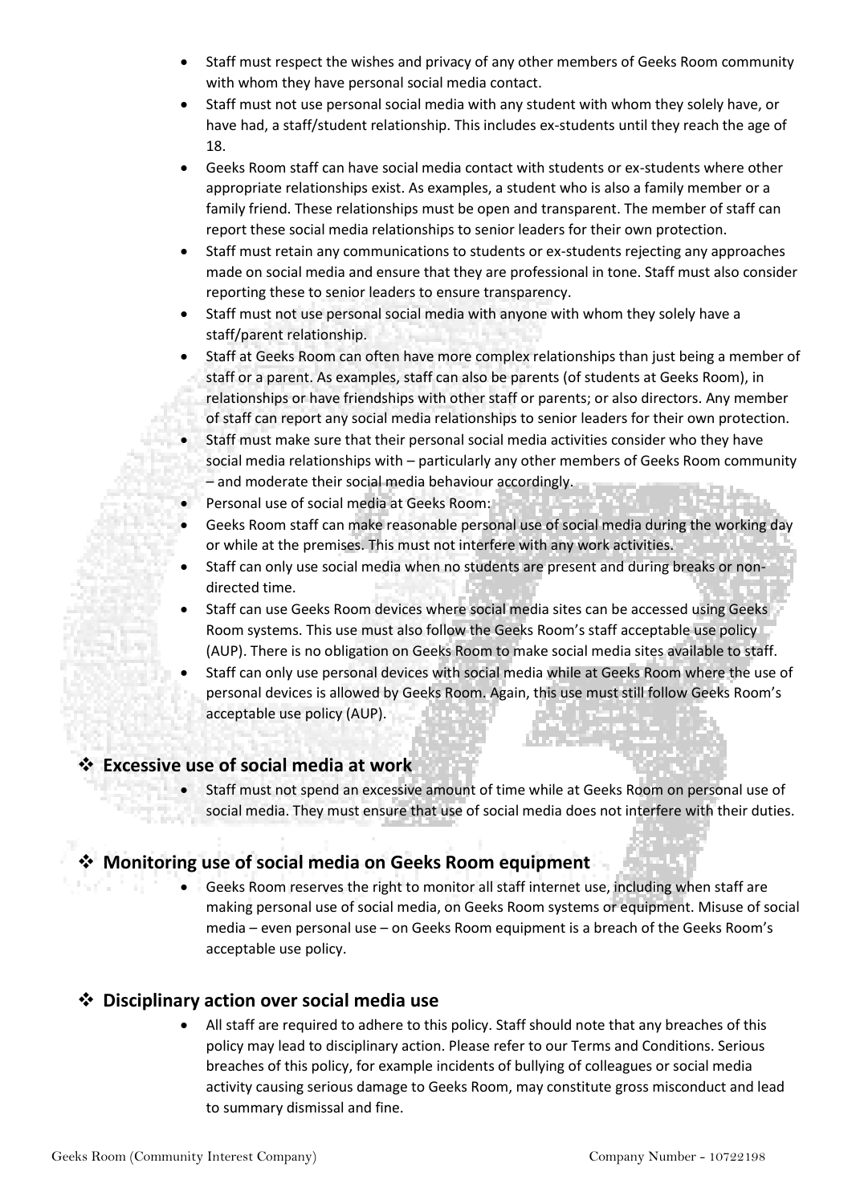- Staff must respect the wishes and privacy of any other members of Geeks Room community with whom they have personal social media contact.
- Staff must not use personal social media with any student with whom they solely have, or have had, a staff/student relationship. This includes ex-students until they reach the age of 18.
- Geeks Room staff can have social media contact with students or ex-students where other appropriate relationships exist. As examples, a student who is also a family member or a family friend. These relationships must be open and transparent. The member of staff can report these social media relationships to senior leaders for their own protection.
- Staff must retain any communications to students or ex-students rejecting any approaches made on social media and ensure that they are professional in tone. Staff must also consider reporting these to senior leaders to ensure transparency.
- Staff must not use personal social media with anyone with whom they solely have a staff/parent relationship.
- Staff at Geeks Room can often have more complex relationships than just being a member of staff or a parent. As examples, staff can also be parents (of students at Geeks Room), in relationships or have friendships with other staff or parents; or also directors. Any member of staff can report any social media relationships to senior leaders for their own protection.
- Staff must make sure that their personal social media activities consider who they have social media relationships with – particularly any other members of Geeks Room community – and moderate their social media behaviour accordingly.
- Personal use of social media at Geeks Room:
- Geeks Room staff can make reasonable personal use of social media during the working day or while at the premises. This must not interfere with any work activities.
- Staff can only use social media when no students are present and during breaks or non-directed time.
- Staff can use Geeks Room devices where social media sites can be accessed using Geeks Room systems. This use must also follow the Geeks Room's staff acceptable use policy (AUP). There is no obligation on Geeks Room to make social media sites available to staff.
- Staff can only use personal devices with social media while at Geeks Room where the use of personal devices is allowed by Geeks Room. Again, this use must still follow Geeks Room's acceptable use policy (AUP).

## ❖ Excessive use of social media at work

- Staff must not spend an excessive amount of time while at Geeks Room on personal use of social media. They must ensure that use of social media does not interfere with their duties.

## ❖ Monitoring use of social media on Geeks Room equipment

- Geeks Room reserves the right to monitor all staff internet use, including when staff are making personal use of social media, on Geeks Room systems or equipment. Misuse of social media – even personal use – on Geeks Room equipment is a breach of the Geeks Room's acceptable use policy.

## ❖ Disciplinary action over social media use

- All staff are required to adhere to this policy. Staff should note that any breaches of this policy may lead to disciplinary action. Please refer to our Terms and Conditions. Serious breaches of this policy, for example incidents of bullying of colleagues or social media activity causing serious damage to Geeks Room, may constitute gross misconduct and lead to summary dismissal and fine.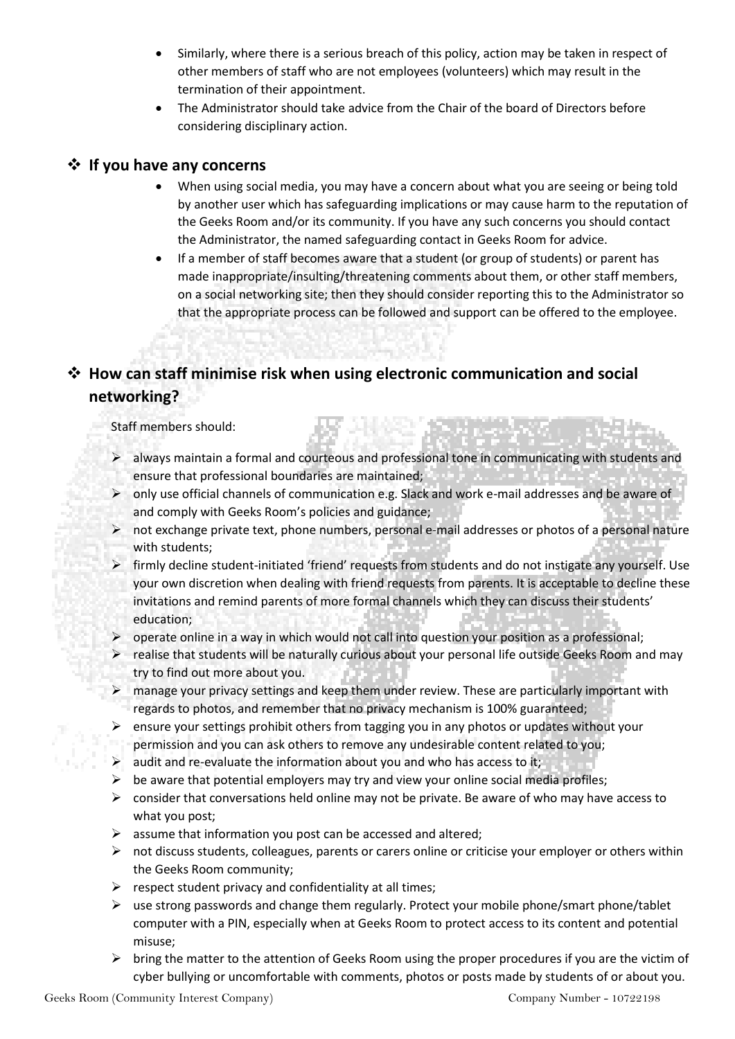- Similarly, where there is a serious breach of this policy, action may be taken in respect of other members of staff who are not employees (volunteers) which may result in the termination of their appointment.
- The Administrator should take advice from the Chair of the board of Directors before considering disciplinary action.

## ❖ If you have any concerns

- When using social media, you may have a concern about what you are seeing or being told by another user which has safeguarding implications or may cause harm to the reputation of the Geeks Room and/or its community. If you have any such concerns you should contact the Administrator, the named safeguarding contact in Geeks Room for advice.
- If a member of staff becomes aware that a student (or group of students) or parent has made inappropriate/insulting/threatening comments about them, or other staff members, on a social networking site; then they should consider reporting this to the Administrator so that the appropriate process can be followed and support can be offered to the employee.

## ❖ How can staff minimise risk when using electronic communication and social networking?

Staff members should:

- always maintain a formal and courteous and professional tone in communicating with students and ensure that professional boundaries are maintained;
- only use official channels of communication e.g. Slack and work e-mail addresses and be aware of and comply with Geeks Room's policies and guidance;
- not exchange private text, phone numbers, personal e-mail addresses or photos of a personal nature with students;
- firmly decline student-initiated 'friend' requests from students and do not instigate any yourself. Use your own discretion when dealing with friend requests from parents. It is acceptable to decline these invitations and remind parents of more formal channels which they can discuss their students' education;
- operate online in a way in which would not call into question your position as a professional;
- realise that students will be naturally curious about your personal life outside Geeks Room and may try to find out more about you.
- manage your privacy settings and keep them under review. These are particularly important with regards to photos, and remember that no privacy mechanism is 100% guaranteed;
- ensure your settings prohibit others from tagging you in any photos or updates without your permission and you can ask others to remove any undesirable content related to you;
- audit and re-evaluate the information about you and who has access to it;
- be aware that potential employers may try and view your online social media profiles;
- consider that conversations held online may not be private. Be aware of who may have access to what you post;
- assume that information you post can be accessed and altered;
- not discuss students, colleagues, parents or carers online or criticise your employer or others within the Geeks Room community;
- respect student privacy and confidentiality at all times;
- use strong passwords and change them regularly. Protect your mobile phone/smart phone/tablet computer with a PIN, especially when at Geeks Room to protect access to its content and potential misuse;
- bring the matter to the attention of Geeks Room using the proper procedures if you are the victim of cyber bullying or uncomfortable with comments, photos or posts made by students of or about you.